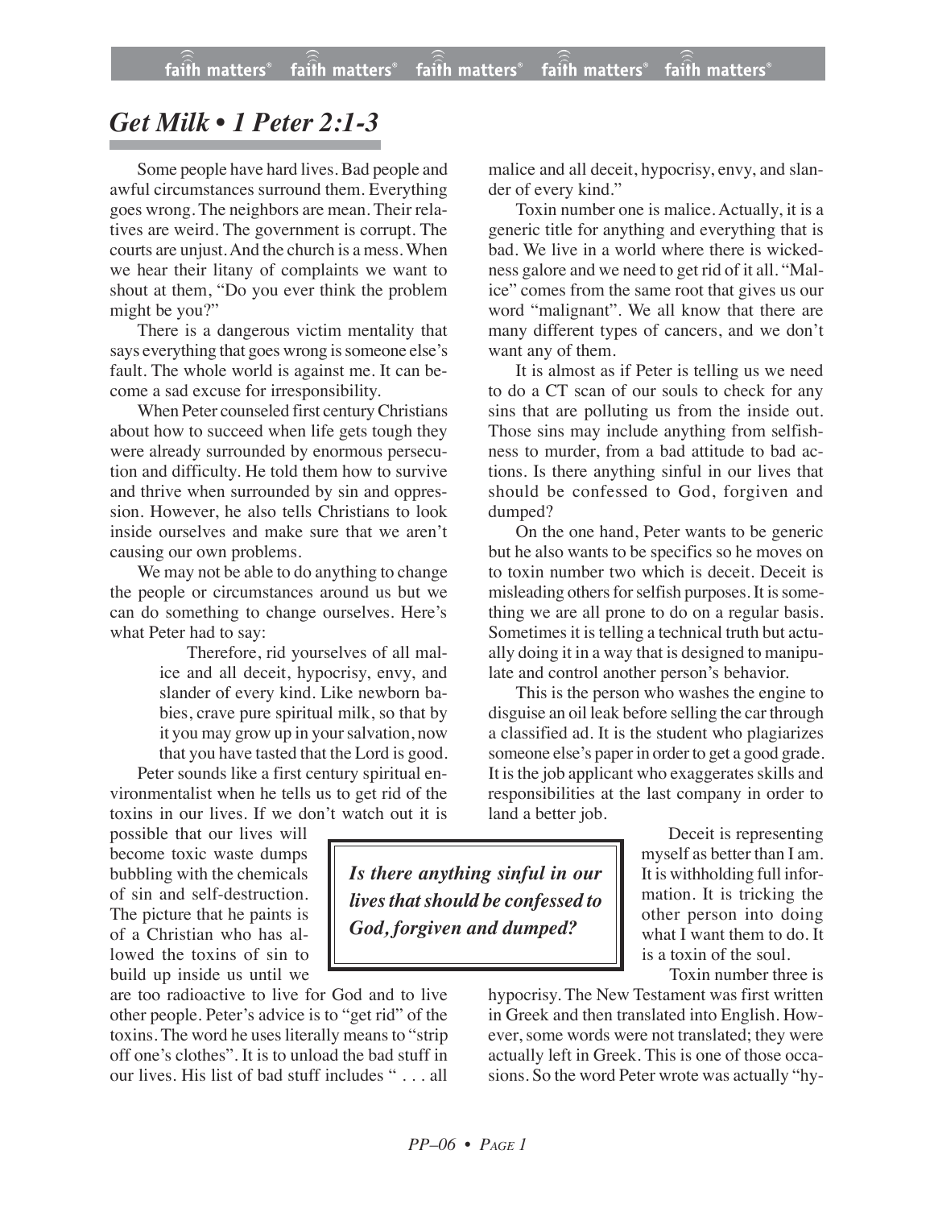# *Get Milk • 1 Peter 2:1-3*

Some people have hard lives. Bad people and awful circumstances surround them. Everything goes wrong. The neighbors are mean. Their relatives are weird. The government is corrupt. The courts are unjust. And the church is a mess. When we hear their litany of complaints we want to shout at them, "Do you ever think the problem might be you?"

There is a dangerous victim mentality that says everything that goes wrong is someone else's fault. The whole world is against me. It can become a sad excuse for irresponsibility.

When Peter counseled first century Christians about how to succeed when life gets tough they were already surrounded by enormous persecution and difficulty. He told them how to survive and thrive when surrounded by sin and oppression. However, he also tells Christians to look inside ourselves and make sure that we aren't causing our own problems.

We may not be able to do anything to change the people or circumstances around us but we can do something to change ourselves. Here's what Peter had to say:

> Therefore, rid yourselves of all malice and all deceit, hypocrisy, envy, and slander of every kind. Like newborn babies, crave pure spiritual milk, so that by it you may grow up in your salvation, now that you have tasted that the Lord is good.

Peter sounds like a first century spiritual environmentalist when he tells us to get rid of the toxins in our lives. If we don't watch out it is possible that our lives will become toxic waste dumps bubbling with the chemicals of sin and self-destruction. The picture that he paints is of a Christian who has allowed the toxins of sin to build up inside us until we are too radioactive to live for God and to live other people. Peter's advice is to "get rid" of the toxins. The word he uses literally means to "strip off one's clothes". It is to unload the bad stuff in our lives. His list of bad stuff includes " . . . all malice and all deceit, hypocrisy, envy, and slander of every kind."

Toxin number one is malice. Actually, it is a generic title for anything and everything that is bad. We live in a world where there is wickedness galore and we need to get rid of it all. "Malice" comes from the same root that gives us our word "malignant". We all know that there are many different types of cancers, and we don't want any of them.

It is almost as if Peter is telling us we need to do a CT scan of our souls to check for any sins that are polluting us from the inside out. Those sins may include anything from selfishness to murder, from a bad attitude to bad actions. Is there anything sinful in our lives that should be confessed to God, forgiven and dumped?

On the one hand, Peter wants to be generic but he also wants to be specifics so he moves on to toxin number two which is deceit. Deceit is misleading others for selfish purposes. It is something we are all prone to do on a regular basis. Sometimes it is telling a technical truth but actually doing it in a way that is designed to manipulate and control another person's behavior.

This is the person who washes the engine to disguise an oil leak before selling the car through a classified ad. It is the student who plagiarizes someone else's paper in order to get a good grade. It is the job applicant who exaggerates skills and responsibilities at the last company in order to land a better job.

> ***Is there anything sinful in our lives that should be confessed to God, forgiven and dumped?***

Deceit is representing myself as better than I am. It is withholding full information. It is tricking the other person into doing what I want them to do. It is a toxin of the soul.

Toxin number three is hypocrisy. The New Testament was first written in Greek and then translated into English. However, some words were not translated; they were actually left in Greek. This is one of those occasions. So the word Peter wrote was actually "hy-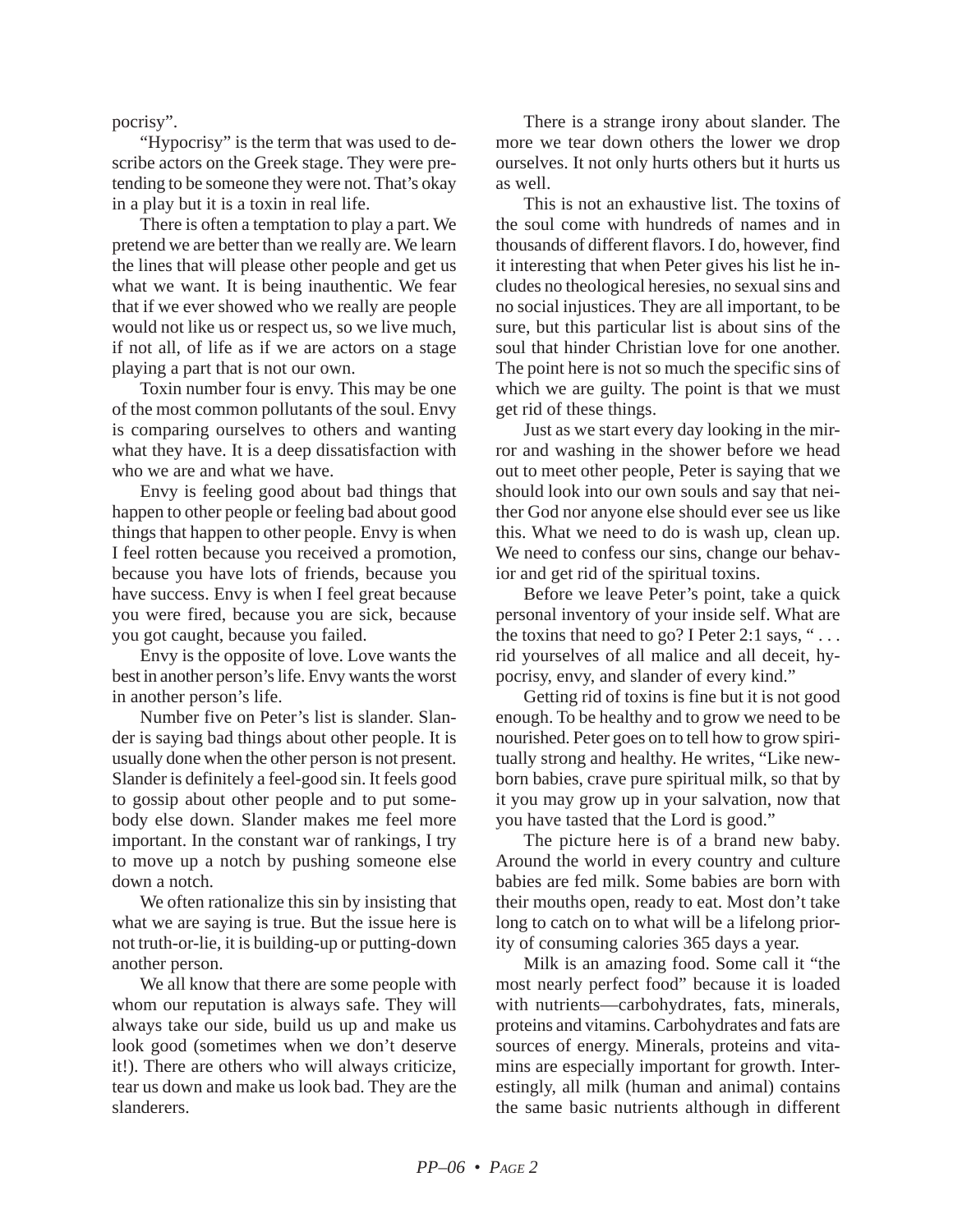pocrisy".

"Hypocrisy" is the term that was used to describe actors on the Greek stage. They were pretending to be someone they were not. That's okay in a play but it is a toxin in real life.

There is often a temptation to play a part. We pretend we are better than we really are. We learn the lines that will please other people and get us what we want. It is being inauthentic. We fear that if we ever showed who we really are people would not like us or respect us, so we live much, if not all, of life as if we are actors on a stage playing a part that is not our own.

Toxin number four is envy. This may be one of the most common pollutants of the soul. Envy is comparing ourselves to others and wanting what they have. It is a deep dissatisfaction with who we are and what we have.

Envy is feeling good about bad things that happen to other people or feeling bad about good things that happen to other people. Envy is when I feel rotten because you received a promotion, because you have lots of friends, because you have success. Envy is when I feel great because you were fired, because you are sick, because you got caught, because you failed.

Envy is the opposite of love. Love wants the best in another person's life. Envy wants the worst in another person's life.

Number five on Peter's list is slander. Slander is saying bad things about other people. It is usually done when the other person is not present. Slander is definitely a feel-good sin. It feels good to gossip about other people and to put somebody else down. Slander makes me feel more important. In the constant war of rankings, I try to move up a notch by pushing someone else down a notch.

We often rationalize this sin by insisting that what we are saying is true. But the issue here is not truth-or-lie, it is building-up or putting-down another person.

We all know that there are some people with whom our reputation is always safe. They will always take our side, build us up and make us look good (sometimes when we don't deserve it!). There are others who will always criticize, tear us down and make us look bad. They are the slanderers.

There is a strange irony about slander. The more we tear down others the lower we drop ourselves. It not only hurts others but it hurts us as well.

This is not an exhaustive list. The toxins of the soul come with hundreds of names and in thousands of different flavors. I do, however, find it interesting that when Peter gives his list he includes no theological heresies, no sexual sins and no social injustices. They are all important, to be sure, but this particular list is about sins of the soul that hinder Christian love for one another. The point here is not so much the specific sins of which we are guilty. The point is that we must get rid of these things.

Just as we start every day looking in the mirror and washing in the shower before we head out to meet other people, Peter is saying that we should look into our own souls and say that neither God nor anyone else should ever see us like this. What we need to do is wash up, clean up. We need to confess our sins, change our behavior and get rid of the spiritual toxins.

Before we leave Peter's point, take a quick personal inventory of your inside self. What are the toxins that need to go? I Peter 2:1 says, " . . . rid yourselves of all malice and all deceit, hypocrisy, envy, and slander of every kind."

Getting rid of toxins is fine but it is not good enough. To be healthy and to grow we need to be nourished. Peter goes on to tell how to grow spiritually strong and healthy. He writes, "Like newborn babies, crave pure spiritual milk, so that by it you may grow up in your salvation, now that you have tasted that the Lord is good."

The picture here is of a brand new baby. Around the world in every country and culture babies are fed milk. Some babies are born with their mouths open, ready to eat. Most don't take long to catch on to what will be a lifelong priority of consuming calories 365 days a year.

Milk is an amazing food. Some call it "the most nearly perfect food" because it is loaded with nutrients—carbohydrates, fats, minerals, proteins and vitamins. Carbohydrates and fats are sources of energy. Minerals, proteins and vitamins are especially important for growth. Interestingly, all milk (human and animal) contains the same basic nutrients although in different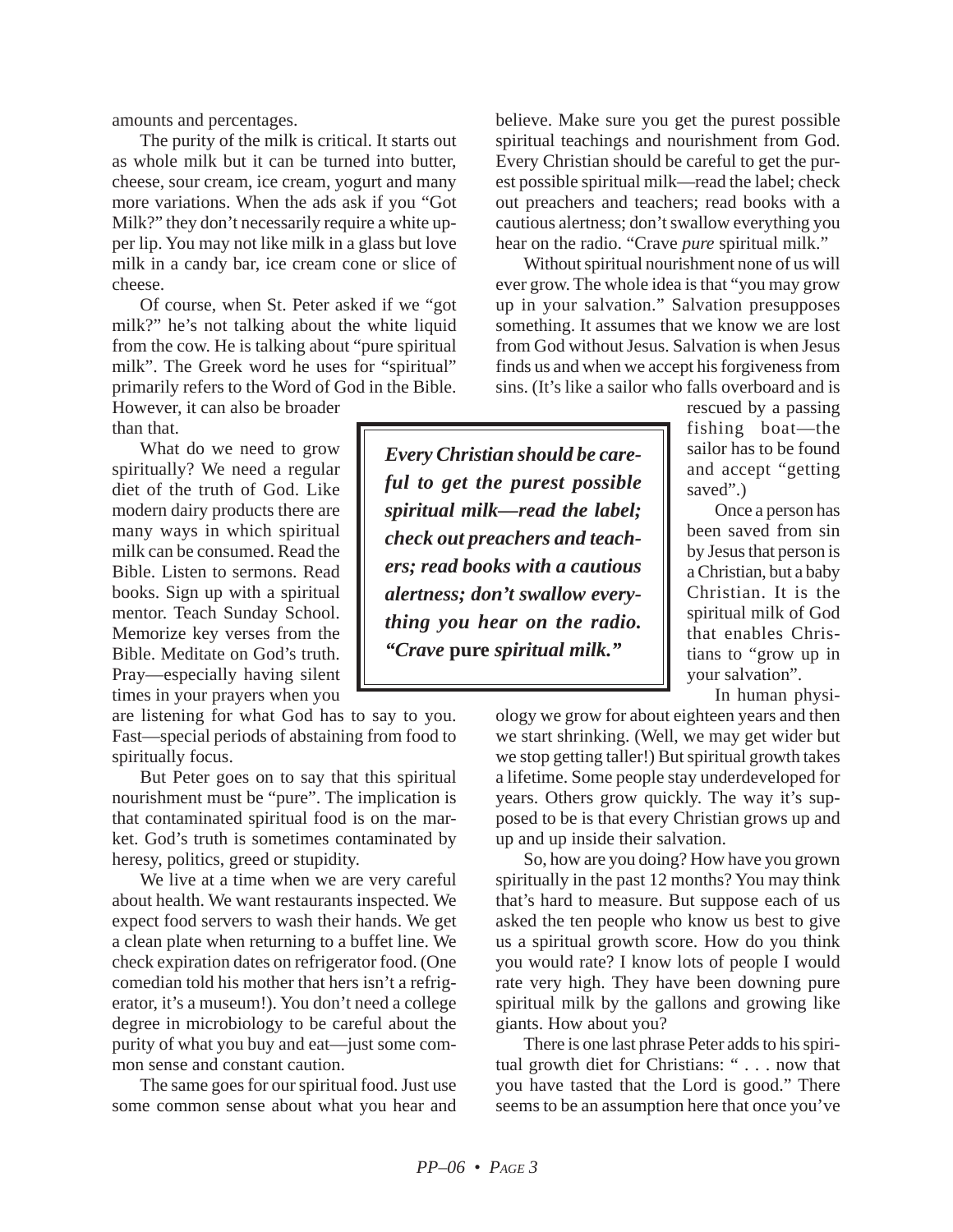amounts and percentages.

The purity of the milk is critical. It starts out as whole milk but it can be turned into butter, cheese, sour cream, ice cream, yogurt and many more variations. When the ads ask if you "Got Milk?" they don't necessarily require a white upper lip. You may not like milk in a glass but love milk in a candy bar, ice cream cone or slice of cheese.

Of course, when St. Peter asked if we "got milk?" he's not talking about the white liquid from the cow. He is talking about "pure spiritual milk". The Greek word he uses for "spiritual" primarily refers to the Word of God in the Bible. However, it can also be broader than that.

What do we need to grow spiritually? We need a regular diet of the truth of God. Like modern dairy products there are many ways in which spiritual milk can be consumed. Read the Bible. Listen to sermons. Read books. Sign up with a spiritual mentor. Teach Sunday School. Memorize key verses from the Bible. Meditate on God's truth. Pray—especially having silent times in your prayers when you are listening for what God has to say to you. Fast—special periods of abstaining from food to spiritually focus.

But Peter goes on to say that this spiritual nourishment must be "pure". The implication is that contaminated spiritual food is on the market. God's truth is sometimes contaminated by heresy, politics, greed or stupidity.

We live at a time when we are very careful about health. We want restaurants inspected. We expect food servers to wash their hands. We get a clean plate when returning to a buffet line. We check expiration dates on refrigerator food. (One comedian told his mother that hers isn't a refrigerator, it's a museum!). You don't need a college degree in microbiology to be careful about the purity of what you buy and eat—just some common sense and constant caution.

The same goes for our spiritual food. Just use some common sense about what you hear and believe. Make sure you get the purest possible spiritual teachings and nourishment from God. Every Christian should be careful to get the purest possible spiritual milk—read the label; check out preachers and teachers; read books with a cautious alertness; don't swallow everything you hear on the radio. "Crave *pure* spiritual milk."

> ***Every Christian should be careful to get the purest possible spiritual milk—read the label; check out preachers and teachers; read books with a cautious alertness; don't swallow everything you hear on the radio. "Crave* pure *spiritual milk."***

Without spiritual nourishment none of us will ever grow. The whole idea is that "you may grow up in your salvation." Salvation presupposes something. It assumes that we know we are lost from God without Jesus. Salvation is when Jesus finds us and when we accept his forgiveness from sins. (It's like a sailor who falls overboard and is rescued by a passing fishing boat—the sailor has to be found and accept "getting saved".)

Once a person has been saved from sin by Jesus that person is a Christian, but a baby Christian. It is the spiritual milk of God that enables Christians to "grow up in your salvation".

In human physiology we grow for about eighteen years and then we start shrinking. (Well, we may get wider but we stop getting taller!) But spiritual growth takes a lifetime. Some people stay underdeveloped for years. Others grow quickly. The way it's supposed to be is that every Christian grows up and up and up inside their salvation.

So, how are you doing? How have you grown spiritually in the past 12 months? You may think that's hard to measure. But suppose each of us asked the ten people who know us best to give us a spiritual growth score. How do you think you would rate? I know lots of people I would rate very high. They have been downing pure spiritual milk by the gallons and growing like giants. How about you?

There is one last phrase Peter adds to his spiritual growth diet for Christians: " . . . now that you have tasted that the Lord is good." There seems to be an assumption here that once you've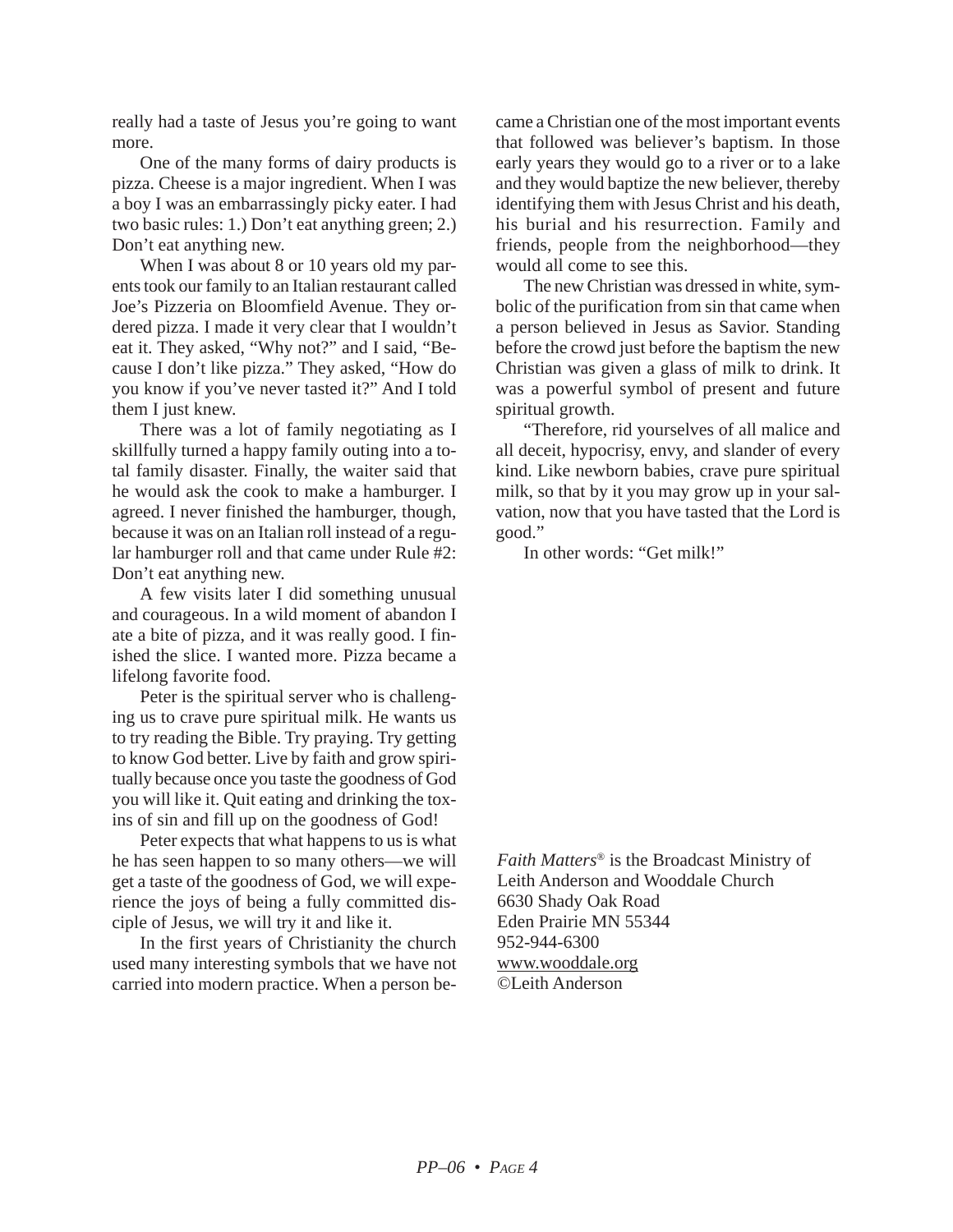really had a taste of Jesus you're going to want more.

One of the many forms of dairy products is pizza. Cheese is a major ingredient. When I was a boy I was an embarrassingly picky eater. I had two basic rules: 1.) Don't eat anything green; 2.) Don't eat anything new.

When I was about 8 or 10 years old my parents took our family to an Italian restaurant called Joe's Pizzeria on Bloomfield Avenue. They ordered pizza. I made it very clear that I wouldn't eat it. They asked, "Why not?" and I said, "Because I don't like pizza." They asked, "How do you know if you've never tasted it?" And I told them I just knew.

There was a lot of family negotiating as I skillfully turned a happy family outing into a total family disaster. Finally, the waiter said that he would ask the cook to make a hamburger. I agreed. I never finished the hamburger, though, because it was on an Italian roll instead of a regular hamburger roll and that came under Rule #2: Don't eat anything new.

A few visits later I did something unusual and courageous. In a wild moment of abandon I ate a bite of pizza, and it was really good. I finished the slice. I wanted more. Pizza became a lifelong favorite food.

Peter is the spiritual server who is challenging us to crave pure spiritual milk. He wants us to try reading the Bible. Try praying. Try getting to know God better. Live by faith and grow spiritually because once you taste the goodness of God you will like it. Quit eating and drinking the toxins of sin and fill up on the goodness of God!

Peter expects that what happens to us is what he has seen happen to so many others—we will get a taste of the goodness of God, we will experience the joys of being a fully committed disciple of Jesus, we will try it and like it.

In the first years of Christianity the church used many interesting symbols that we have not carried into modern practice. When a person became a Christian one of the most important events that followed was believer's baptism. In those early years they would go to a river or to a lake and they would baptize the new believer, thereby identifying them with Jesus Christ and his death, his burial and his resurrection. Family and friends, people from the neighborhood—they would all come to see this.

The new Christian was dressed in white, symbolic of the purification from sin that came when a person believed in Jesus as Savior. Standing before the crowd just before the baptism the new Christian was given a glass of milk to drink. It was a powerful symbol of present and future spiritual growth.

"Therefore, rid yourselves of all malice and all deceit, hypocrisy, envy, and slander of every kind. Like newborn babies, crave pure spiritual milk, so that by it you may grow up in your salvation, now that you have tasted that the Lord is good."

In other words: "Get milk!"

*Faith Matters*® is the Broadcast Ministry of
Leith Anderson and Wooddale Church
6630 Shady Oak Road
Eden Prairie MN 55344
952-944-6300
www.wooddale.org
©Leith Anderson